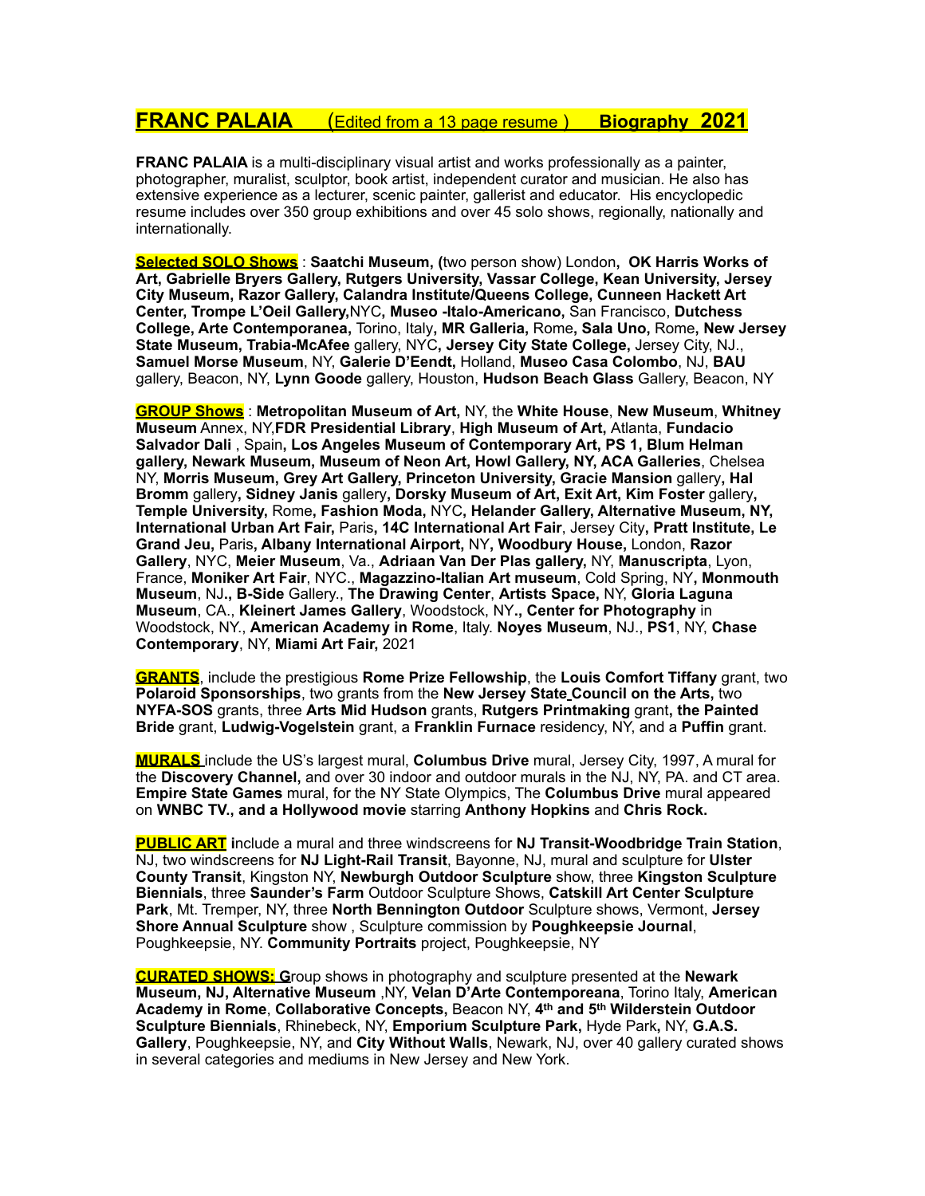# FRANC PALAIA (Edited from a 13 page resume ) Biography 2021

**FRANC PALAIA** is a multi-disciplinary visual artist and works professionally as a painter, photographer, muralist, sculptor, book artist, independent curator and musician. He also has extensive experience as a lecturer, scenic painter, gallerist and educator. His encyclopedic resume includes over 350 group exhibitions and over 45 solo shows, regionally, nationally and internationally.

**Selected SOLO Shows** : **Saatchi Museum, (**two person show) London**, OK Harris Works of Art, Gabrielle Bryers Gallery, Rutgers University, Vassar College, Kean University, Jersey City Museum, Razor Gallery, Calandra Institute/Queens College, Cunneen Hackett Art Center, Trompe L'Oeil Gallery,**NYC**, Museo -Italo-Americano,** San Francisco, **Dutchess College, Arte Contemporanea,** Torino, Italy**, MR Galleria,** Rome**, Sala Uno,** Rome**, New Jersey State Museum, Trabia-McAfee** gallery, NYC**, Jersey City State College,** Jersey City, NJ., **Samuel Morse Museum**, NY, **Galerie D'Eendt,** Holland, **Museo Casa Colombo**, NJ, **BAU** gallery, Beacon, NY, **Lynn Goode** gallery, Houston, **Hudson Beach Glass** Gallery, Beacon, NY

**GROUP Shows** : **Metropolitan Museum of Art,** NY, the **White House**, **New Museum**, **Whitney Museum** Annex, NY,**FDR Presidential Library**, **High Museum of Art,** Atlanta, **Fundacio Salvador Dali** , Spain**, Los Angeles Museum of Contemporary Art, PS 1, Blum Helman gallery, Newark Museum, Museum of Neon Art, Howl Gallery, NY, ACA Galleries**, Chelsea NY, **Morris Museum, Grey Art Gallery, Princeton University, Gracie Mansion** gallery**, Hal Bromm** gallery**, Sidney Janis** gallery**, Dorsky Museum of Art, Exit Art, Kim Foster** gallery**, Temple University,** Rome**, Fashion Moda,** NYC**, Helander Gallery, Alternative Museum, NY, International Urban Art Fair,** Paris**, 14C International Art Fair**, Jersey City**, Pratt Institute, Le Grand Jeu,** Paris**, Albany International Airport,** NY**, Woodbury House,** London, **Razor Gallery**, NYC, **Meier Museum**, Va., **Adriaan Van Der Plas gallery,** NY, **Manuscripta**, Lyon, France, **Moniker Art Fair**, NYC., **Magazzino-Italian Art museum**, Cold Spring, NY**, Monmouth Museum**, NJ**., B-Side** Gallery., **The Drawing Center**, **Artists Space,** NY, **Gloria Laguna Museum**, CA., **Kleinert James Gallery**, Woodstock, NY**., Center for Photography** in Woodstock, NY., **American Academy in Rome**, Italy. **Noyes Museum**, NJ., **PS1**, NY, **Chase Contemporary**, NY, **Miami Art Fair,** 2021

**GRANTS**, include the prestigious **Rome Prize Fellowship**, the **Louis Comfort Tiffany** grant, two **Polaroid Sponsorships**, two grants from the **New Jersey State Council on the Arts,** two **NYFA-SOS** grants, three **Arts Mid Hudson** grants, **Rutgers Printmaking** grant**, the Painted Bride** grant, **Ludwig-Vogelstein** grant, a **Franklin Furnace** residency, NY, and a **Puffin** grant.

**MURALS** include the US's largest mural, **Columbus Drive** mural, Jersey City, 1997, A mural for the **Discovery Channel,** and over 30 indoor and outdoor murals in the NJ, NY, PA. and CT area. **Empire State Games** mural, for the NY State Olympics, The **Columbus Drive** mural appeared on **WNBC TV., and a Hollywood movie** starring **Anthony Hopkins** and **Chris Rock.**

**PUBLIC ART** include a mural and three windscreens for **NJ Transit-Woodbridge Train Station**, NJ, two windscreens for **NJ Light-Rail Transit**, Bayonne, NJ, mural and sculpture for **Ulster County Transit**, Kingston NY, **Newburgh Outdoor Sculpture** show, three **Kingston Sculpture Biennials**, three **Saunder's Farm** Outdoor Sculpture Shows, **Catskill Art Center Sculpture Park**, Mt. Tremper, NY, three **North Bennington Outdoor** Sculpture shows, Vermont, **Jersey Shore Annual Sculpture** show , Sculpture commission by **Poughkeepsie Journal**, Poughkeepsie, NY. **Community Portraits** project, Poughkeepsie, NY

**CURATED SHOWS: G**roup shows in photography and sculpture presented at the **Newark Museum, NJ, Alternative Museum** ,NY, **Velan D'Arte Contemporeana**, Torino Italy, **American Academy in Rome**, **Collaborative Concepts,** Beacon NY, **4th and 5th Wilderstein Outdoor Sculpture Biennials**, Rhinebeck, NY, **Emporium Sculpture Park,** Hyde Park**,** NY, **G.A.S. Gallery**, Poughkeepsie, NY, and **City Without Walls**, Newark, NJ, over 40 gallery curated shows in several categories and mediums in New Jersey and New York.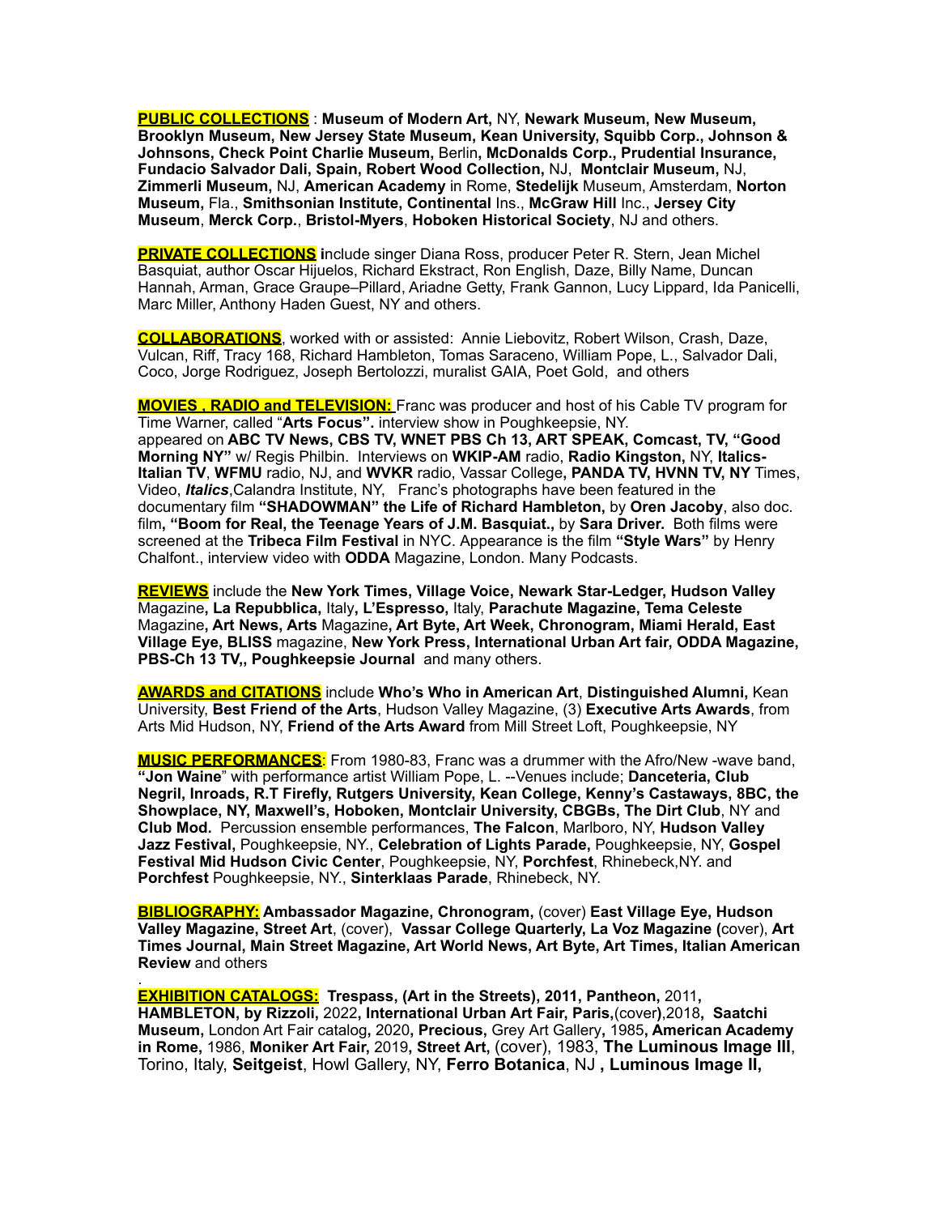**PUBLIC COLLECTIONS** : **Museum of Modern Art,** NY, **Newark Museum, New Museum, Brooklyn Museum, New Jersey State Museum, Kean University, Squibb Corp., Johnson & Johnsons, Check Point Charlie Museum,** Berlin**, McDonalds Corp., Prudential Insurance, Fundacio Salvador Dali, Spain, Robert Wood Collection,** NJ, **Montclair Museum,** NJ, **Zimmerli Museum,** NJ, **American Academy** in Rome, **Stedelijk** Museum, Amsterdam, **Norton Museum,** Fla., **Smithsonian Institute, Continental** Ins., **McGraw Hill** Inc., **Jersey City Museum**, **Merck Corp.**, **Bristol-Myers**, **Hoboken Historical Society**, NJ and others.

**PRIVATE COLLECTIONS** **i**nclude singer Diana Ross, producer Peter R. Stern, Jean Michel Basquiat, author Oscar Hijuelos, Richard Ekstract, Ron English, Daze, Billy Name, Duncan Hannah, Arman, Grace Graupe–Pillard, Ariadne Getty, Frank Gannon, Lucy Lippard, Ida Panicelli, Marc Miller, Anthony Haden Guest, NY and others.

**COLLABORATIONS**, worked with or assisted: Annie Liebovitz, Robert Wilson, Crash, Daze, Vulcan, Riff, Tracy 168, Richard Hambleton, Tomas Saraceno, William Pope, L., Salvador Dali, Coco, Jorge Rodriguez, Joseph Bertolozzi, muralist GAIA, Poet Gold, and others

**MOVIES , RADIO and TELEVISION:** Franc was producer and host of his Cable TV program for Time Warner, called "**Arts Focus".** interview show in Poughkeepsie, NY. appeared on **ABC TV News, CBS TV, WNET PBS Ch 13, ART SPEAK, Comcast, TV, "Good Morning NY"** w/ Regis Philbin. Interviews on **WKIP-AM** radio, **Radio Kingston,** NY, **Italics-Italian TV**, **WFMU** radio, NJ, and **WVKR** radio, Vassar College**, PANDA TV, HVNN TV, NY** Times, Video, ***Italics***,Calandra Institute, NY, Franc's photographs have been featured in the documentary film **"SHADOWMAN" the Life of Richard Hambleton,** by **Oren Jacoby**, also doc. film**, "Boom for Real, the Teenage Years of J.M. Basquiat.,** by **Sara Driver.** Both films were screened at the **Tribeca Film Festival** in NYC. Appearance is the film **"Style Wars"** by Henry Chalfont., interview video with **ODDA** Magazine, London. Many Podcasts.

**REVIEWS** include the **New York Times, Village Voice, Newark Star-Ledger, Hudson Valley** Magazine**, La Repubblica,** Italy**, L'Espresso,** Italy, **Parachute Magazine, Tema Celeste** Magazine**, Art News, Arts** Magazine**, Art Byte, Art Week, Chronogram, Miami Herald, East Village Eye, BLISS** magazine, **New York Press, International Urban Art fair, ODDA Magazine, PBS-Ch 13 TV,, Poughkeepsie Journal** and many others.

**AWARDS and CITATIONS** include **Who's Who in American Art**, **Distinguished Alumni,** Kean University, **Best Friend of the Arts**, Hudson Valley Magazine, (3) **Executive Arts Awards**, from Arts Mid Hudson, NY, **Friend of the Arts Award** from Mill Street Loft, Poughkeepsie, NY

**MUSIC PERFORMANCES**: From 1980-83, Franc was a drummer with the Afro/New -wave band, **"Jon Waine**" with performance artist William Pope, L. --Venues include; **Danceteria, Club Negril, Inroads, R.T Firefly, Rutgers University, Kean College, Kenny's Castaways, 8BC, the Showplace, NY, Maxwell's, Hoboken, Montclair University, CBGBs, The Dirt Club**, NY and **Club Mod.** Percussion ensemble performances, **The Falcon**, Marlboro, NY, **Hudson Valley Jazz Festival,** Poughkeepsie, NY., **Celebration of Lights Parade,** Poughkeepsie, NY, **Gospel Festival Mid Hudson Civic Center**, Poughkeepsie, NY, **Porchfest**, Rhinebeck,NY. and **Porchfest** Poughkeepsie, NY., **Sinterklaas Parade**, Rhinebeck, NY.

**BIBLIOGRAPHY: Ambassador Magazine, Chronogram,** (cover) **East Village Eye, Hudson Valley Magazine, Street Art**, (cover), **Vassar College Quarterly, La Voz Magazine (**cover), **Art Times Journal, Main Street Magazine, Art World News, Art Byte, Art Times, Italian American Review** and others

.
**EXHIBITION CATALOGS: Trespass, (Art in the Streets), 2011, Pantheon,** 2011**, HAMBLETON, by Rizzoli,** 2022**, International Urban Art Fair, Paris,**(cover**)**,2018**, Saatchi Museum,** London Art Fair catalog**,** 2020**, Precious,** Grey Art Gallery**,** 1985**, American Academy in Rome,** 1986, **Moniker Art Fair,** 2019**, Street Art,** (cover), 1983, **The Luminous Image III**, Torino, Italy, **Seitgeist**, Howl Gallery, NY, **Ferro Botanica**, NJ **, Luminous Image II,**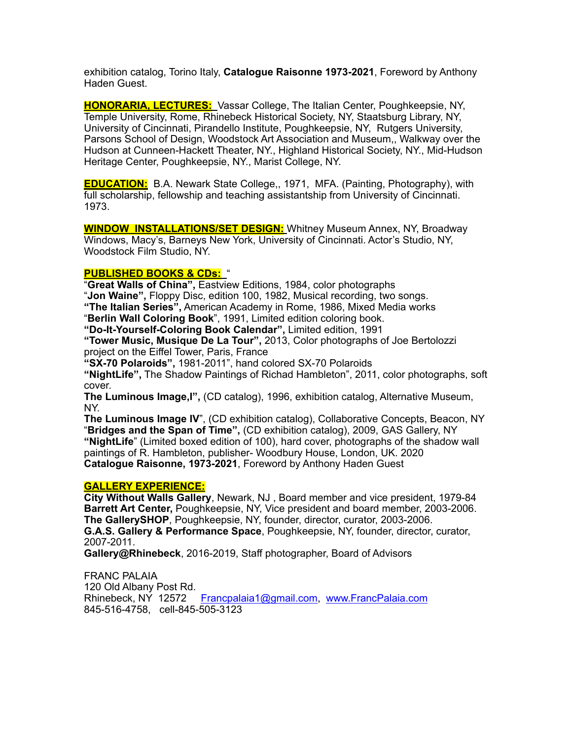exhibition catalog, Torino Italy, **Catalogue Raisonne 1973-2021**, Foreword by Anthony Haden Guest.

**HONORARIA, LECTURES:** Vassar College, The Italian Center, Poughkeepsie, NY, Temple University, Rome, Rhinebeck Historical Society, NY, Staatsburg Library, NY, University of Cincinnati, Pirandello Institute, Poughkeepsie, NY, Rutgers University, Parsons School of Design, Woodstock Art Association and Museum,, Walkway over the Hudson at Cunneen-Hackett Theater, NY., Highland Historical Society, NY., Mid-Hudson Heritage Center, Poughkeepsie, NY., Marist College, NY.

**EDUCATION:** B.A. Newark State College,, 1971, MFA. (Painting, Photography), with full scholarship, fellowship and teaching assistantship from University of Cincinnati. 1973.

**WINDOW INSTALLATIONS/SET DESIGN:** Whitney Museum Annex, NY, Broadway Windows, Macy's, Barneys New York, University of Cincinnati. Actor's Studio, NY, Woodstock Film Studio, NY.

**PUBLISHED BOOKS & CDs:** "

"**Great Walls of China",** Eastview Editions, 1984, color photographs
"**Jon Waine",** Floppy Disc, edition 100, 1982, Musical recording, two songs.
**"The Italian Series",** American Academy in Rome, 1986, Mixed Media works
"**Berlin Wall Coloring Book**", 1991, Limited edition coloring book.
**"Do-It-Yourself-Coloring Book Calendar",** Limited edition, 1991
**"Tower Music, Musique De La Tour",** 2013, Color photographs of Joe Bertolozzi project on the Eiffel Tower, Paris, France
**"SX-70 Polaroids",** 1981-2011", hand colored SX-70 Polaroids
**"NightLife",** The Shadow Paintings of Richad Hambleton", 2011, color photographs, soft cover.
**The Luminous Image,I",** (CD catalog), 1996, exhibition catalog, Alternative Museum, NY.
**The Luminous Image IV**", (CD exhibition catalog), Collaborative Concepts, Beacon, NY
"**Bridges and the Span of Time",** (CD exhibition catalog), 2009, GAS Gallery, NY
**"NightLife**" (Limited boxed edition of 100), hard cover, photographs of the shadow wall paintings of R. Hambleton, publisher- Woodbury House, London, UK. 2020
**Catalogue Raisonne, 1973-2021**, Foreword by Anthony Haden Guest

**GALLERY EXPERIENCE:**

**City Without Walls Gallery**, Newark, NJ , Board member and vice president, 1979-84
**Barrett Art Center,** Poughkeepsie, NY, Vice president and board member, 2003-2006.
**The GallerySHOP**, Poughkeepsie, NY, founder, director, curator, 2003-2006.
**G.A.S. Gallery & Performance Space**, Poughkeepsie, NY, founder, director, curator, 2007-2011.
**Gallery@Rhinebeck**, 2016-2019, Staff photographer, Board of Advisors

FRANC PALAIA
120 Old Albany Post Rd.
Rhinebeck, NY 12572 Francpalaia1@gmail.com, www.FrancPalaia.com
845-516-4758, cell-845-505-3123